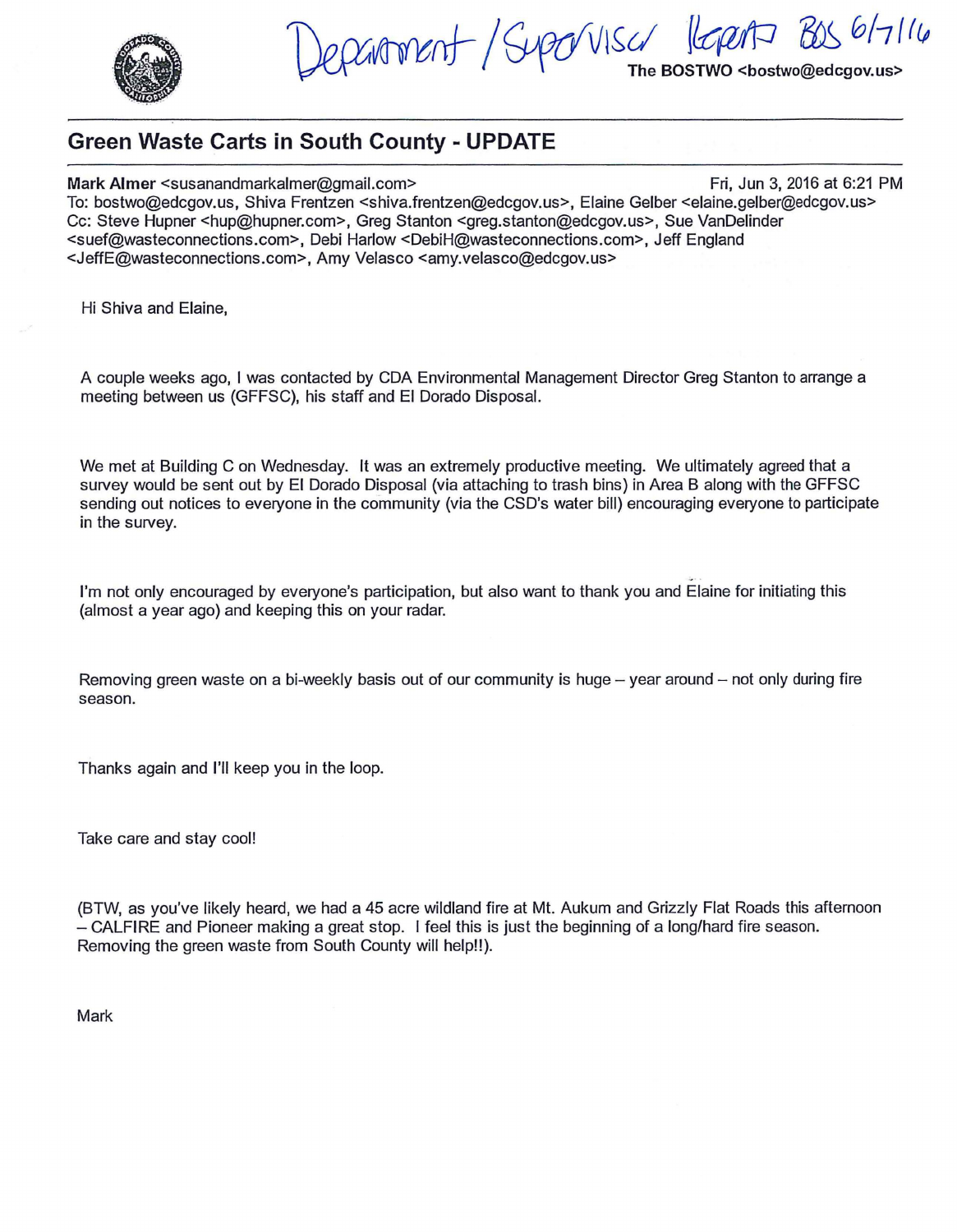Department / Supervisor Reports BOS 6/7/16

The BOSTWO <bostwo@edcgov.us>

# Green Waste Carts in South County - UPDATE

**Mark Almer** <susanandmarkalmer@gmail.com> Fri, Jun 3, 2016 at 6:21 PM
To: bostwo@edcgov.us, Shiva Frentzen <shiva.frentzen@edcgov.us>, Elaine Gelber <elaine.gelber@edcgov.us>
Cc: Steve Hupner <hup@hupner.com>, Greg Stanton <greg.stanton@edcgov.us>, Sue VanDelinder <suef@wasteconnections.com>, Debi Harlow <DebiH@wasteconnections.com>, Jeff England <JeffE@wasteconnections.com>, Amy Velasco <amy.velasco@edcgov.us>

Hi Shiva and Elaine,

A couple weeks ago, I was contacted by CDA Environmental Management Director Greg Stanton to arrange a meeting between us (GFFSC), his staff and El Dorado Disposal.

We met at Building C on Wednesday. It was an extremely productive meeting. We ultimately agreed that a survey would be sent out by El Dorado Disposal (via attaching to trash bins) in Area B along with the GFFSC sending out notices to everyone in the community (via the CSD's water bill) encouraging everyone to participate in the survey.

I'm not only encouraged by everyone's participation, but also want to thank you and Elaine for initiating this (almost a year ago) and keeping this on your radar.

Removing green waste on a bi-weekly basis out of our community is huge – year around – not only during fire season.

Thanks again and I'll keep you in the loop.

Take care and stay cool!

(BTW, as you've likely heard, we had a 45 acre wildland fire at Mt. Aukum and Grizzly Flat Roads this afternoon – CALFIRE and Pioneer making a great stop. I feel this is just the beginning of a long/hard fire season. Removing the green waste from South County will help!!).

Mark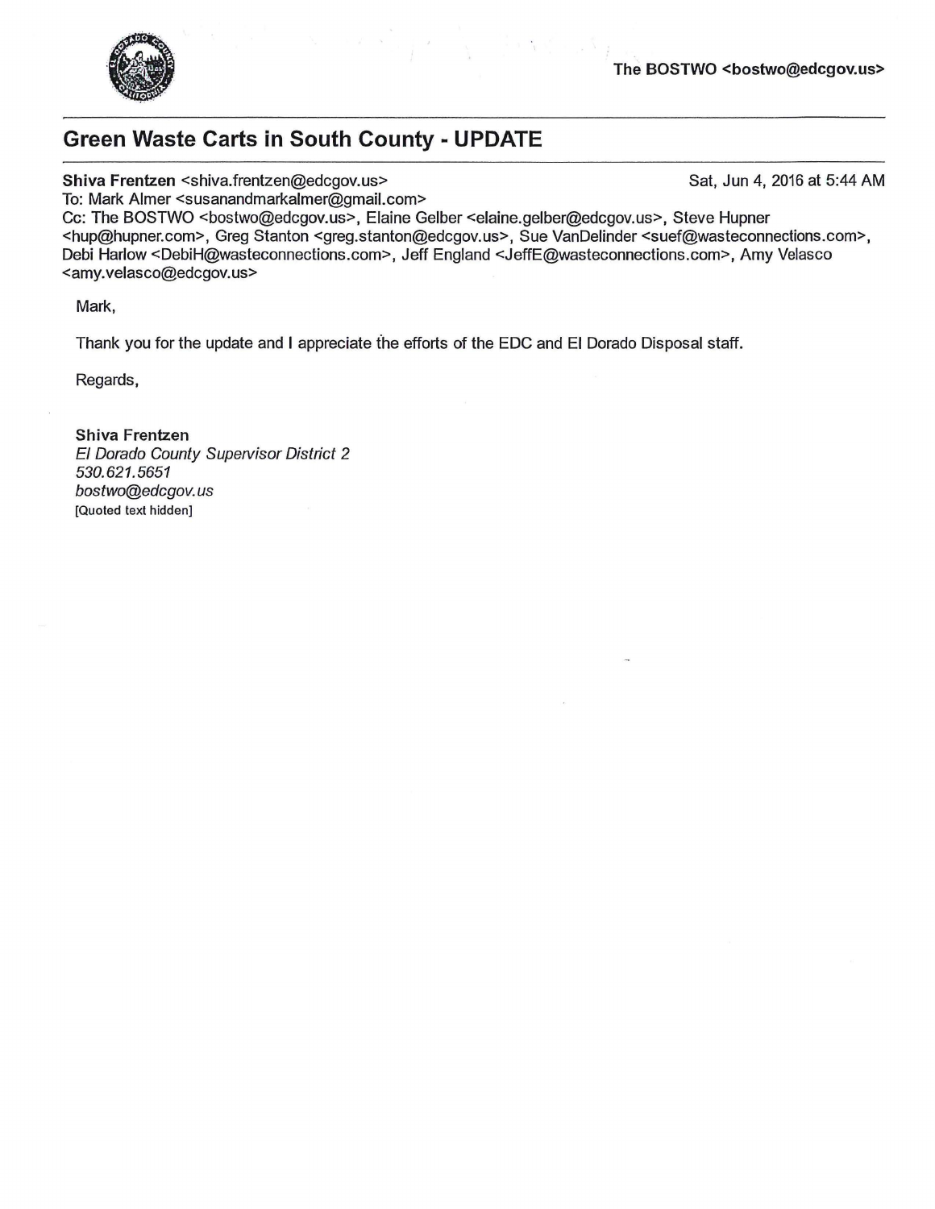The BOSTWO <bostwo@edcgov.us>

# Green Waste Carts in South County - UPDATE

**Shiva Frentzen** <shiva.frentzen@edcgov.us> Sat, Jun 4, 2016 at 5:44 AM
To: Mark Almer <susanandmarkalmer@gmail.com>
Cc: The BOSTWO <bostwo@edcgov.us>, Elaine Gelber <elaine.gelber@edcgov.us>, Steve Hupner <hup@hupner.com>, Greg Stanton <greg.stanton@edcgov.us>, Sue VanDelinder <suef@wasteconnections.com>, Debi Harlow <DebiH@wasteconnections.com>, Jeff England <JeffE@wasteconnections.com>, Amy Velasco <amy.velasco@edcgov.us>

Mark,

Thank you for the update and I appreciate the efforts of the EDC and El Dorado Disposal staff.

Regards,

**Shiva Frentzen**
*El Dorado County Supervisor District 2*
*530.621.5651*
*bostwo@edcgov.us*
[Quoted text hidden]